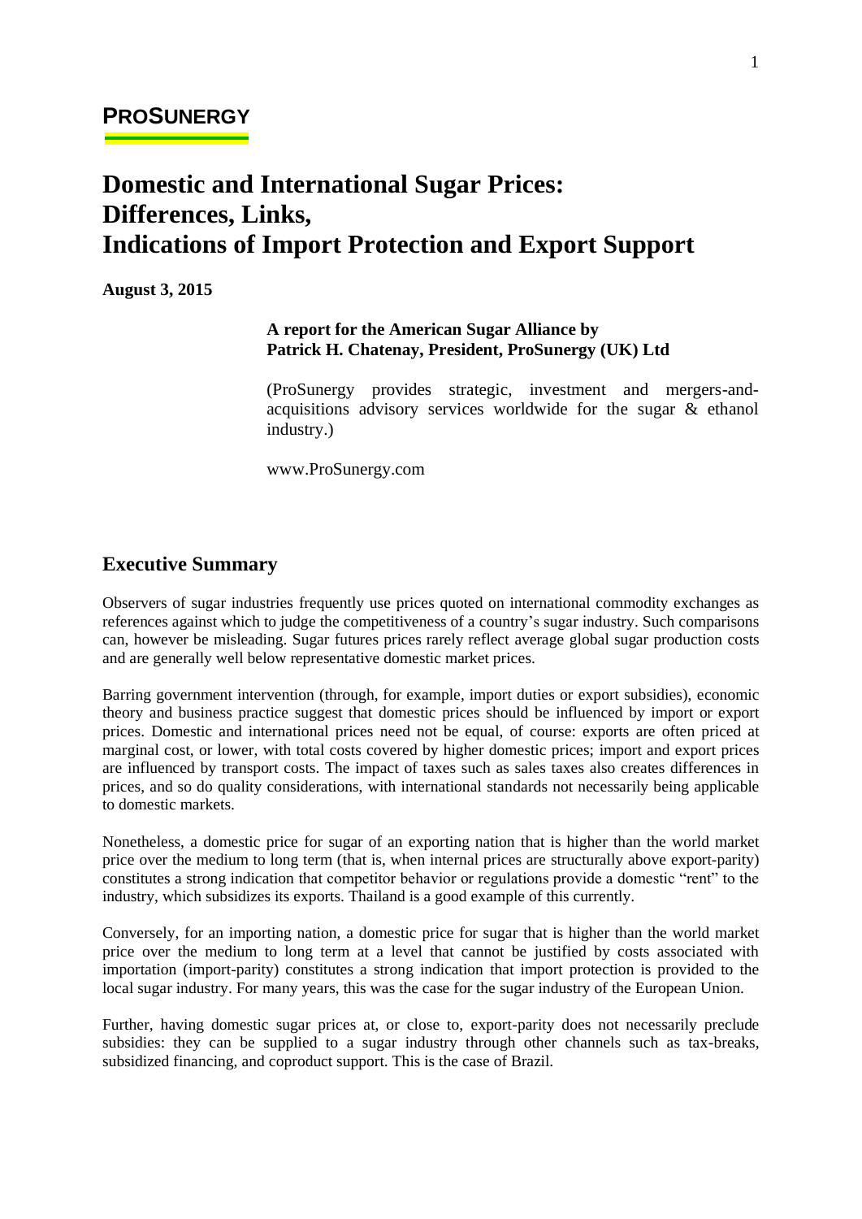**PROSUNERGY**

# Domestic and International Sugar Prices: Differences, Links, Indications of Import Protection and Export Support

**August 3, 2015**

**A report for the American Sugar Alliance by**
**Patrick H. Chatenay, President, ProSunergy (UK) Ltd**

(ProSunergy provides strategic, investment and mergers-and-acquisitions advisory services worldwide for the sugar & ethanol industry.)

www.ProSunergy.com

## Executive Summary

Observers of sugar industries frequently use prices quoted on international commodity exchanges as references against which to judge the competitiveness of a country's sugar industry. Such comparisons can, however be misleading. Sugar futures prices rarely reflect average global sugar production costs and are generally well below representative domestic market prices.

Barring government intervention (through, for example, import duties or export subsidies), economic theory and business practice suggest that domestic prices should be influenced by import or export prices. Domestic and international prices need not be equal, of course: exports are often priced at marginal cost, or lower, with total costs covered by higher domestic prices; import and export prices are influenced by transport costs. The impact of taxes such as sales taxes also creates differences in prices, and so do quality considerations, with international standards not necessarily being applicable to domestic markets.

Nonetheless, a domestic price for sugar of an exporting nation that is higher than the world market price over the medium to long term (that is, when internal prices are structurally above export-parity) constitutes a strong indication that competitor behavior or regulations provide a domestic "rent" to the industry, which subsidizes its exports. Thailand is a good example of this currently.

Conversely, for an importing nation, a domestic price for sugar that is higher than the world market price over the medium to long term at a level that cannot be justified by costs associated with importation (import-parity) constitutes a strong indication that import protection is provided to the local sugar industry. For many years, this was the case for the sugar industry of the European Union.

Further, having domestic sugar prices at, or close to, export-parity does not necessarily preclude subsidies: they can be supplied to a sugar industry through other channels such as tax-breaks, subsidized financing, and coproduct support. This is the case of Brazil.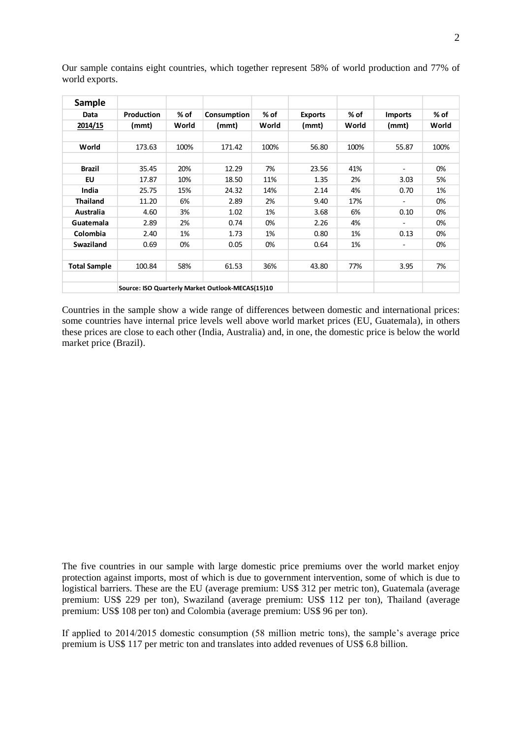Our sample contains eight countries, which together represent 58% of world production and 77% of world exports.

| **Sample** | | | | | | | | |
|---|---|---|---|---|---|---|---|---|
| **Data** | **Production** | **% of** | **Consumption** | **% of** | **Exports** | **% of** | **Imports** | **% of** |
| **2014/15** | **(mmt)** | **World** | **(mmt)** | **World** | **(mmt)** | **World** | **(mmt)** | **World** |
| | | | | | | | | |
| **World** | 173.63 | 100% | 171.42 | 100% | 56.80 | 100% | 55.87 | 100% |
| | | | | | | | | |
| **Brazil** | 35.45 | 20% | 12.29 | 7% | 23.56 | 41% | - | 0% |
| **EU** | 17.87 | 10% | 18.50 | 11% | 1.35 | 2% | 3.03 | 5% |
| **India** | 25.75 | 15% | 24.32 | 14% | 2.14 | 4% | 0.70 | 1% |
| **Thailand** | 11.20 | 6% | 2.89 | 2% | 9.40 | 17% | - | 0% |
| **Australia** | 4.60 | 3% | 1.02 | 1% | 3.68 | 6% | 0.10 | 0% |
| **Guatemala** | 2.89 | 2% | 0.74 | 0% | 2.26 | 4% | - | 0% |
| **Colombia** | 2.40 | 1% | 1.73 | 1% | 0.80 | 1% | 0.13 | 0% |
| **Swaziland** | 0.69 | 0% | 0.05 | 0% | 0.64 | 1% | - | 0% |
| | | | | | | | | |
| **Total Sample** | 100.84 | 58% | 61.53 | 36% | 43.80 | 77% | 3.95 | 7% |
| | | | | | | | | |
| | **Source: ISO Quarterly Market Outlook-MECAS(15)10** | | | | | | | |

Countries in the sample show a wide range of differences between domestic and international prices: some countries have internal price levels well above world market prices (EU, Guatemala), in others these prices are close to each other (India, Australia) and, in one, the domestic price is below the world market price (Brazil).

The five countries in our sample with large domestic price premiums over the world market enjoy protection against imports, most of which is due to government intervention, some of which is due to logistical barriers. These are the EU (average premium: US$ 312 per metric ton), Guatemala (average premium: US$ 229 per ton), Swaziland (average premium: US$ 112 per ton), Thailand (average premium: US$ 108 per ton) and Colombia (average premium: US$ 96 per ton).

If applied to 2014/2015 domestic consumption (58 million metric tons), the sample's average price premium is US$ 117 per metric ton and translates into added revenues of US$ 6.8 billion.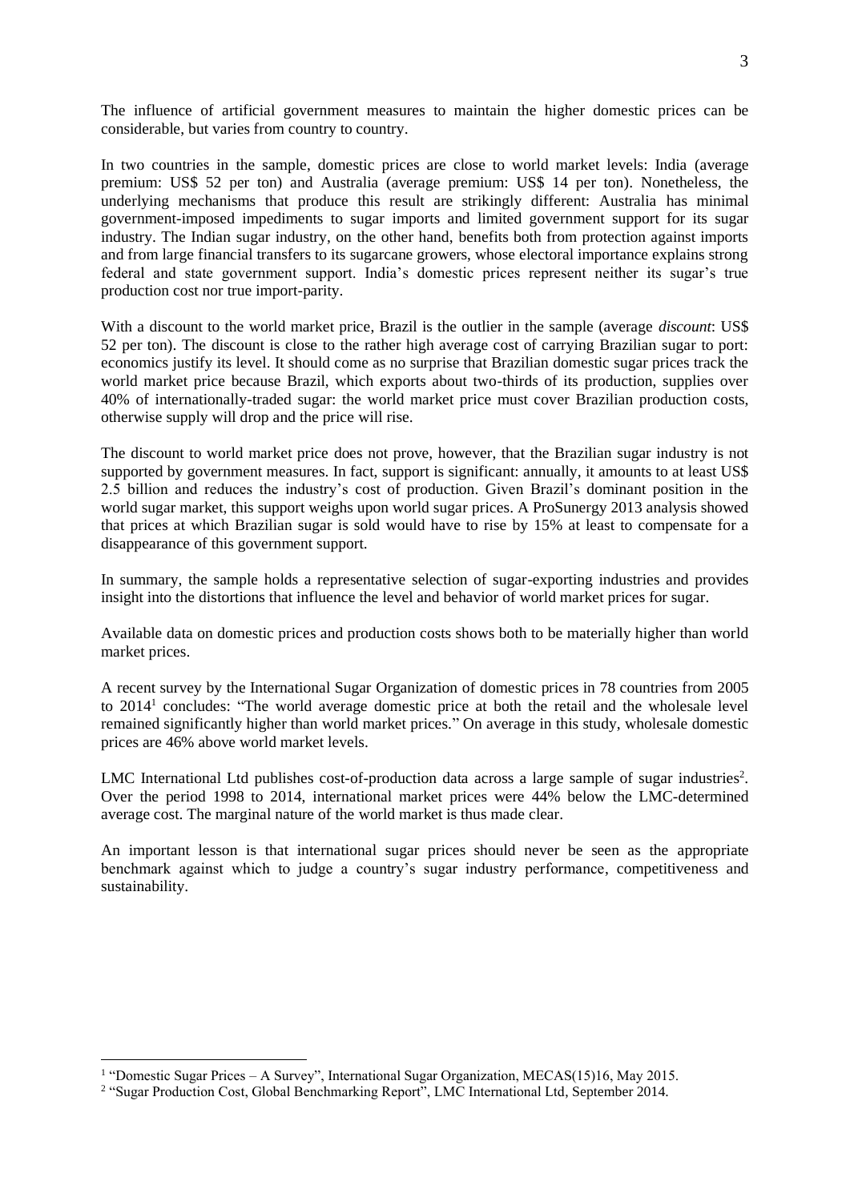The influence of artificial government measures to maintain the higher domestic prices can be considerable, but varies from country to country.

In two countries in the sample, domestic prices are close to world market levels: India (average premium: US$ 52 per ton) and Australia (average premium: US$ 14 per ton). Nonetheless, the underlying mechanisms that produce this result are strikingly different: Australia has minimal government-imposed impediments to sugar imports and limited government support for its sugar industry. The Indian sugar industry, on the other hand, benefits both from protection against imports and from large financial transfers to its sugarcane growers, whose electoral importance explains strong federal and state government support. India's domestic prices represent neither its sugar's true production cost nor true import-parity.

With a discount to the world market price, Brazil is the outlier in the sample (average *discount*: US$ 52 per ton). The discount is close to the rather high average cost of carrying Brazilian sugar to port: economics justify its level. It should come as no surprise that Brazilian domestic sugar prices track the world market price because Brazil, which exports about two-thirds of its production, supplies over 40% of internationally-traded sugar: the world market price must cover Brazilian production costs, otherwise supply will drop and the price will rise.

The discount to world market price does not prove, however, that the Brazilian sugar industry is not supported by government measures. In fact, support is significant: annually, it amounts to at least US$ 2.5 billion and reduces the industry's cost of production. Given Brazil's dominant position in the world sugar market, this support weighs upon world sugar prices. A ProSunergy 2013 analysis showed that prices at which Brazilian sugar is sold would have to rise by 15% at least to compensate for a disappearance of this government support.

In summary, the sample holds a representative selection of sugar-exporting industries and provides insight into the distortions that influence the level and behavior of world market prices for sugar.

Available data on domestic prices and production costs shows both to be materially higher than world market prices.

A recent survey by the International Sugar Organization of domestic prices in 78 countries from 2005 to 2014[1] concludes: "The world average domestic price at both the retail and the wholesale level remained significantly higher than world market prices." On average in this study, wholesale domestic prices are 46% above world market levels.

LMC International Ltd publishes cost-of-production data across a large sample of sugar industries[2]. Over the period 1998 to 2014, international market prices were 44% below the LMC-determined average cost. The marginal nature of the world market is thus made clear.

An important lesson is that international sugar prices should never be seen as the appropriate benchmark against which to judge a country's sugar industry performance, competitiveness and sustainability.

---

[1] "Domestic Sugar Prices – A Survey", International Sugar Organization, MECAS(15)16, May 2015.

[2] "Sugar Production Cost, Global Benchmarking Report", LMC International Ltd, September 2014.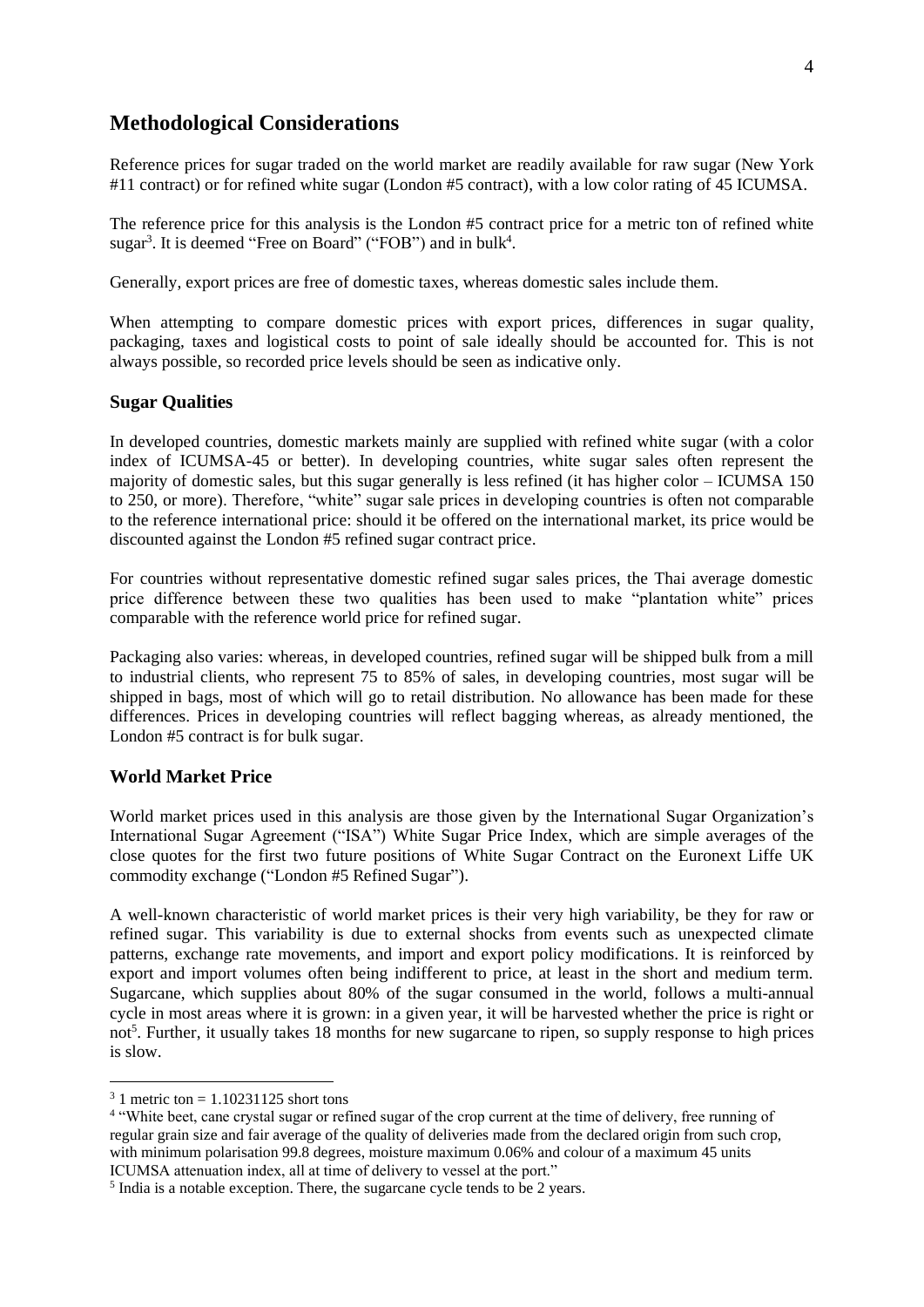## Methodological Considerations

Reference prices for sugar traded on the world market are readily available for raw sugar (New York #11 contract) or for refined white sugar (London #5 contract), with a low color rating of 45 ICUMSA.

The reference price for this analysis is the London #5 contract price for a metric ton of refined white sugar[3]. It is deemed "Free on Board" ("FOB") and in bulk[4].

Generally, export prices are free of domestic taxes, whereas domestic sales include them.

When attempting to compare domestic prices with export prices, differences in sugar quality, packaging, taxes and logistical costs to point of sale ideally should be accounted for. This is not always possible, so recorded price levels should be seen as indicative only.

### Sugar Qualities

In developed countries, domestic markets mainly are supplied with refined white sugar (with a color index of ICUMSA-45 or better). In developing countries, white sugar sales often represent the majority of domestic sales, but this sugar generally is less refined (it has higher color – ICUMSA 150 to 250, or more). Therefore, "white" sugar sale prices in developing countries is often not comparable to the reference international price: should it be offered on the international market, its price would be discounted against the London #5 refined sugar contract price.

For countries without representative domestic refined sugar sales prices, the Thai average domestic price difference between these two qualities has been used to make "plantation white" prices comparable with the reference world price for refined sugar.

Packaging also varies: whereas, in developed countries, refined sugar will be shipped bulk from a mill to industrial clients, who represent 75 to 85% of sales, in developing countries, most sugar will be shipped in bags, most of which will go to retail distribution. No allowance has been made for these differences. Prices in developing countries will reflect bagging whereas, as already mentioned, the London #5 contract is for bulk sugar.

### World Market Price

World market prices used in this analysis are those given by the International Sugar Organization's International Sugar Agreement ("ISA") White Sugar Price Index, which are simple averages of the close quotes for the first two future positions of White Sugar Contract on the Euronext Liffe UK commodity exchange ("London #5 Refined Sugar").

A well-known characteristic of world market prices is their very high variability, be they for raw or refined sugar. This variability is due to external shocks from events such as unexpected climate patterns, exchange rate movements, and import and export policy modifications. It is reinforced by export and import volumes often being indifferent to price, at least in the short and medium term. Sugarcane, which supplies about 80% of the sugar consumed in the world, follows a multi-annual cycle in most areas where it is grown: in a given year, it will be harvested whether the price is right or not[5]. Further, it usually takes 18 months for new sugarcane to ripen, so supply response to high prices is slow.

---

[3] 1 metric ton = 1.10231125 short tons

[4] "White beet, cane crystal sugar or refined sugar of the crop current at the time of delivery, free running of regular grain size and fair average of the quality of deliveries made from the declared origin from such crop, with minimum polarisation 99.8 degrees, moisture maximum 0.06% and colour of a maximum 45 units ICUMSA attenuation index, all at time of delivery to vessel at the port."

[5] India is a notable exception. There, the sugarcane cycle tends to be 2 years.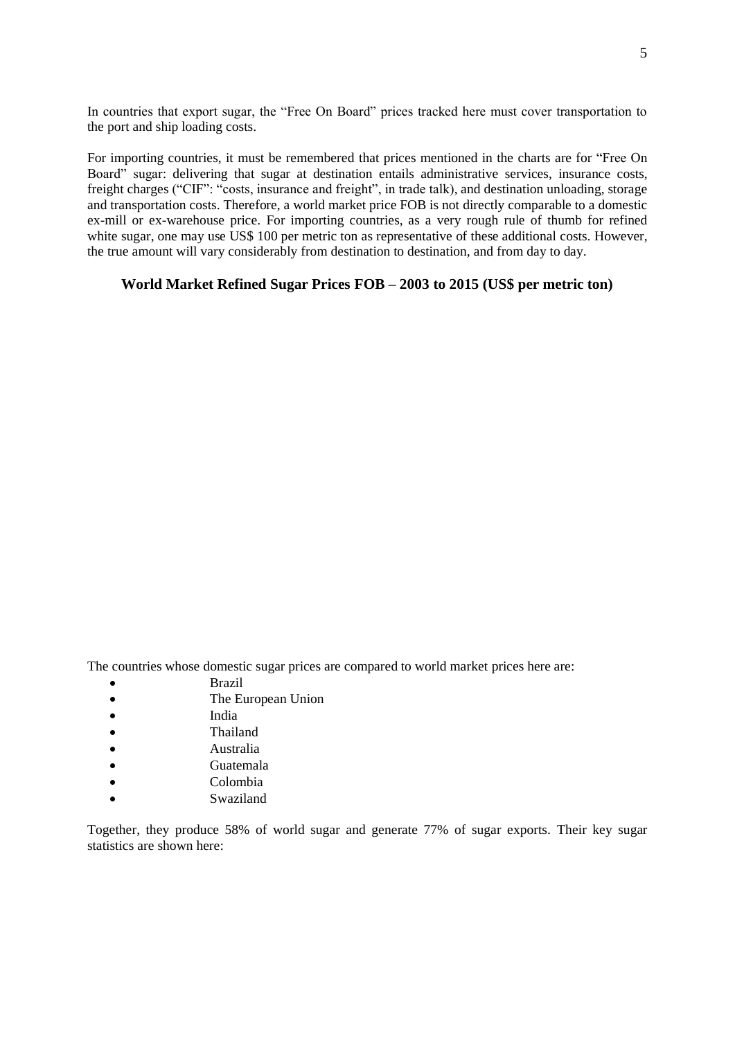In countries that export sugar, the "Free On Board" prices tracked here must cover transportation to the port and ship loading costs.

For importing countries, it must be remembered that prices mentioned in the charts are for "Free On Board" sugar: delivering that sugar at destination entails administrative services, insurance costs, freight charges ("CIF": "costs, insurance and freight", in trade talk), and destination unloading, storage and transportation costs. Therefore, a world market price FOB is not directly comparable to a domestic ex-mill or ex-warehouse price. For importing countries, as a very rough rule of thumb for refined white sugar, one may use US$ 100 per metric ton as representative of these additional costs. However, the true amount will vary considerably from destination to destination, and from day to day.

**World Market Refined Sugar Prices FOB – 2003 to 2015 (US$ per metric ton)**

The countries whose domestic sugar prices are compared to world market prices here are:

- Brazil
- The European Union
- India
- Thailand
- Australia
- Guatemala
- Colombia
- Swaziland

Together, they produce 58% of world sugar and generate 77% of sugar exports. Their key sugar statistics are shown here: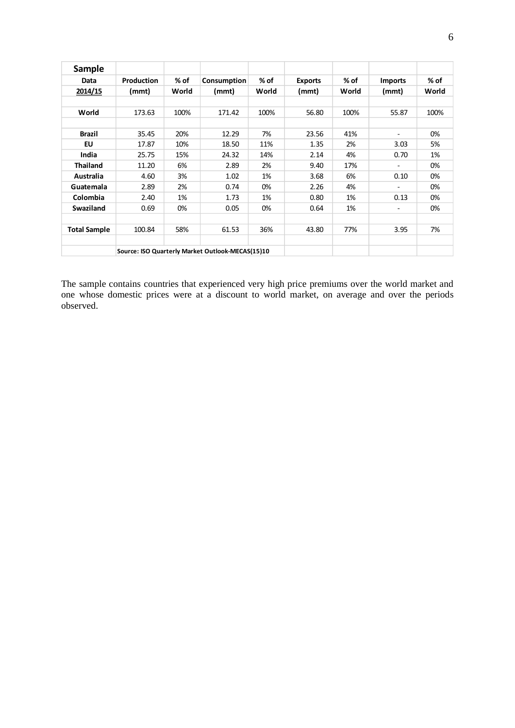| Sample Data 2014/15 | Production (mmt) | % of World | Consumption (mmt) | % of World | Exports (mmt) | % of World | Imports (mmt) | % of World |
|---|---|---|---|---|---|---|---|---|
| World | 173.63 | 100% | 171.42 | 100% | 56.80 | 100% | 55.87 | 100% |
| Brazil | 35.45 | 20% | 12.29 | 7% | 23.56 | 41% | - | 0% |
| EU | 17.87 | 10% | 18.50 | 11% | 1.35 | 2% | 3.03 | 5% |
| India | 25.75 | 15% | 24.32 | 14% | 2.14 | 4% | 0.70 | 1% |
| Thailand | 11.20 | 6% | 2.89 | 2% | 9.40 | 17% | - | 0% |
| Australia | 4.60 | 3% | 1.02 | 1% | 3.68 | 6% | 0.10 | 0% |
| Guatemala | 2.89 | 2% | 0.74 | 0% | 2.26 | 4% | - | 0% |
| Colombia | 2.40 | 1% | 1.73 | 1% | 0.80 | 1% | 0.13 | 0% |
| Swaziland | 0.69 | 0% | 0.05 | 0% | 0.64 | 1% | - | 0% |
| Total Sample | 100.84 | 58% | 61.53 | 36% | 43.80 | 77% | 3.95 | 7% |
| | Source: ISO Quarterly Market Outlook-MECAS(15)10 | | | | | | | |

The sample contains countries that experienced very high price premiums over the world market and one whose domestic prices were at a discount to world market, on average and over the periods observed.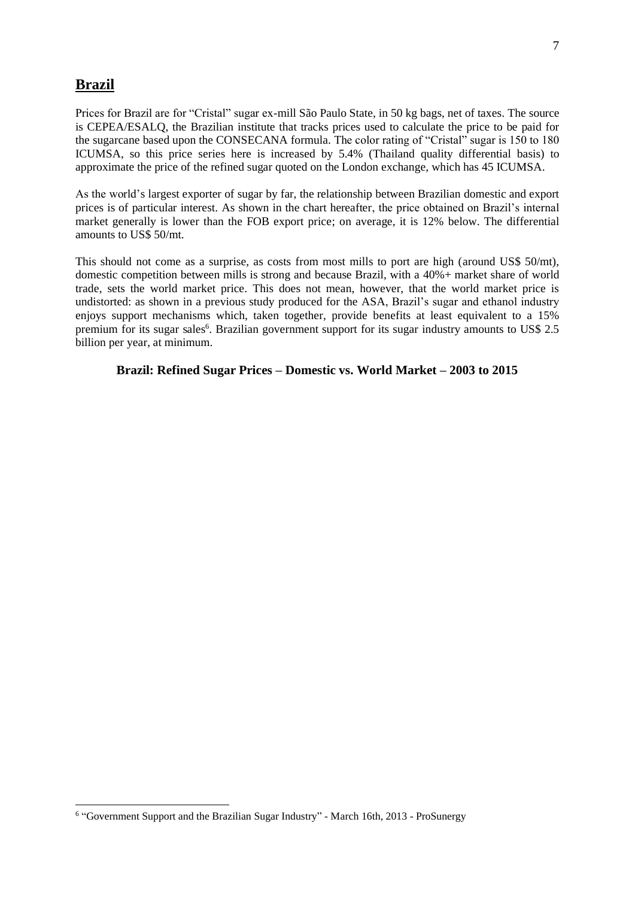## **Brazil**

Prices for Brazil are for "Cristal" sugar ex-mill São Paulo State, in 50 kg bags, net of taxes. The source is CEPEA/ESALQ, the Brazilian institute that tracks prices used to calculate the price to be paid for the sugarcane based upon the CONSECANA formula. The color rating of "Cristal" sugar is 150 to 180 ICUMSA, so this price series here is increased by 5.4% (Thailand quality differential basis) to approximate the price of the refined sugar quoted on the London exchange, which has 45 ICUMSA.

As the world's largest exporter of sugar by far, the relationship between Brazilian domestic and export prices is of particular interest. As shown in the chart hereafter, the price obtained on Brazil's internal market generally is lower than the FOB export price; on average, it is 12% below. The differential amounts to US$ 50/mt.

This should not come as a surprise, as costs from most mills to port are high (around US$ 50/mt), domestic competition between mills is strong and because Brazil, with a 40%+ market share of world trade, sets the world market price. This does not mean, however, that the world market price is undistorted: as shown in a previous study produced for the ASA, Brazil's sugar and ethanol industry enjoys support mechanisms which, taken together, provide benefits at least equivalent to a 15% premium for its sugar sales[6]. Brazilian government support for its sugar industry amounts to US$ 2.5 billion per year, at minimum.

**Brazil: Refined Sugar Prices – Domestic vs. World Market – 2003 to 2015**

[6] "Government Support and the Brazilian Sugar Industry" - March 16th, 2013 - ProSunergy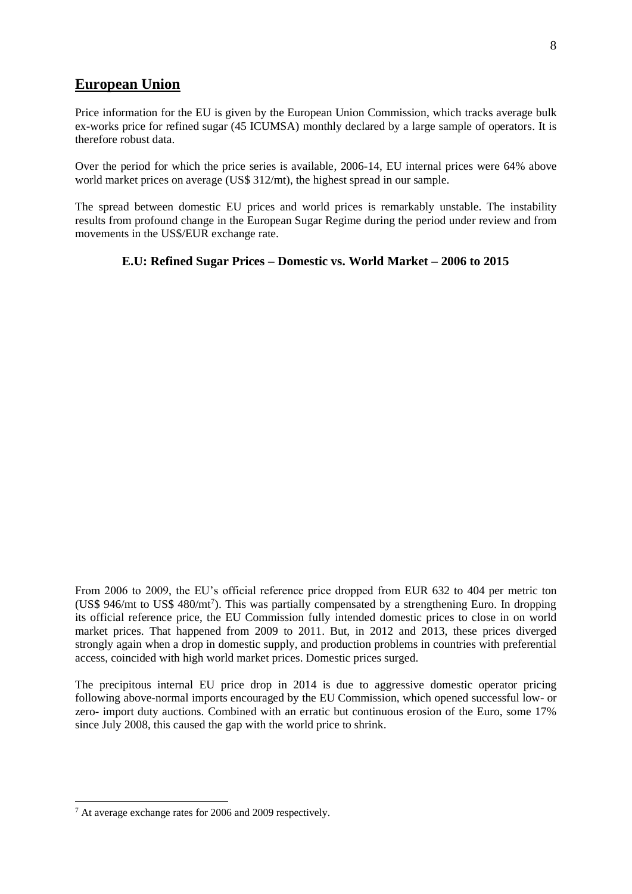## European Union

Price information for the EU is given by the European Union Commission, which tracks average bulk ex-works price for refined sugar (45 ICUMSA) monthly declared by a large sample of operators. It is therefore robust data.

Over the period for which the price series is available, 2006-14, EU internal prices were 64% above world market prices on average (US$ 312/mt), the highest spread in our sample.

The spread between domestic EU prices and world prices is remarkably unstable. The instability results from profound change in the European Sugar Regime during the period under review and from movements in the US$/EUR exchange rate.

**E.U: Refined Sugar Prices – Domestic vs. World Market – 2006 to 2015**

From 2006 to 2009, the EU's official reference price dropped from EUR 632 to 404 per metric ton (US$ 946/mt to US$ 480/mt[7]). This was partially compensated by a strengthening Euro. In dropping its official reference price, the EU Commission fully intended domestic prices to close in on world market prices. That happened from 2009 to 2011. But, in 2012 and 2013, these prices diverged strongly again when a drop in domestic supply, and production problems in countries with preferential access, coincided with high world market prices. Domestic prices surged.

The precipitous internal EU price drop in 2014 is due to aggressive domestic operator pricing following above-normal imports encouraged by the EU Commission, which opened successful low- or zero- import duty auctions. Combined with an erratic but continuous erosion of the Euro, some 17% since July 2008, this caused the gap with the world price to shrink.

[7] At average exchange rates for 2006 and 2009 respectively.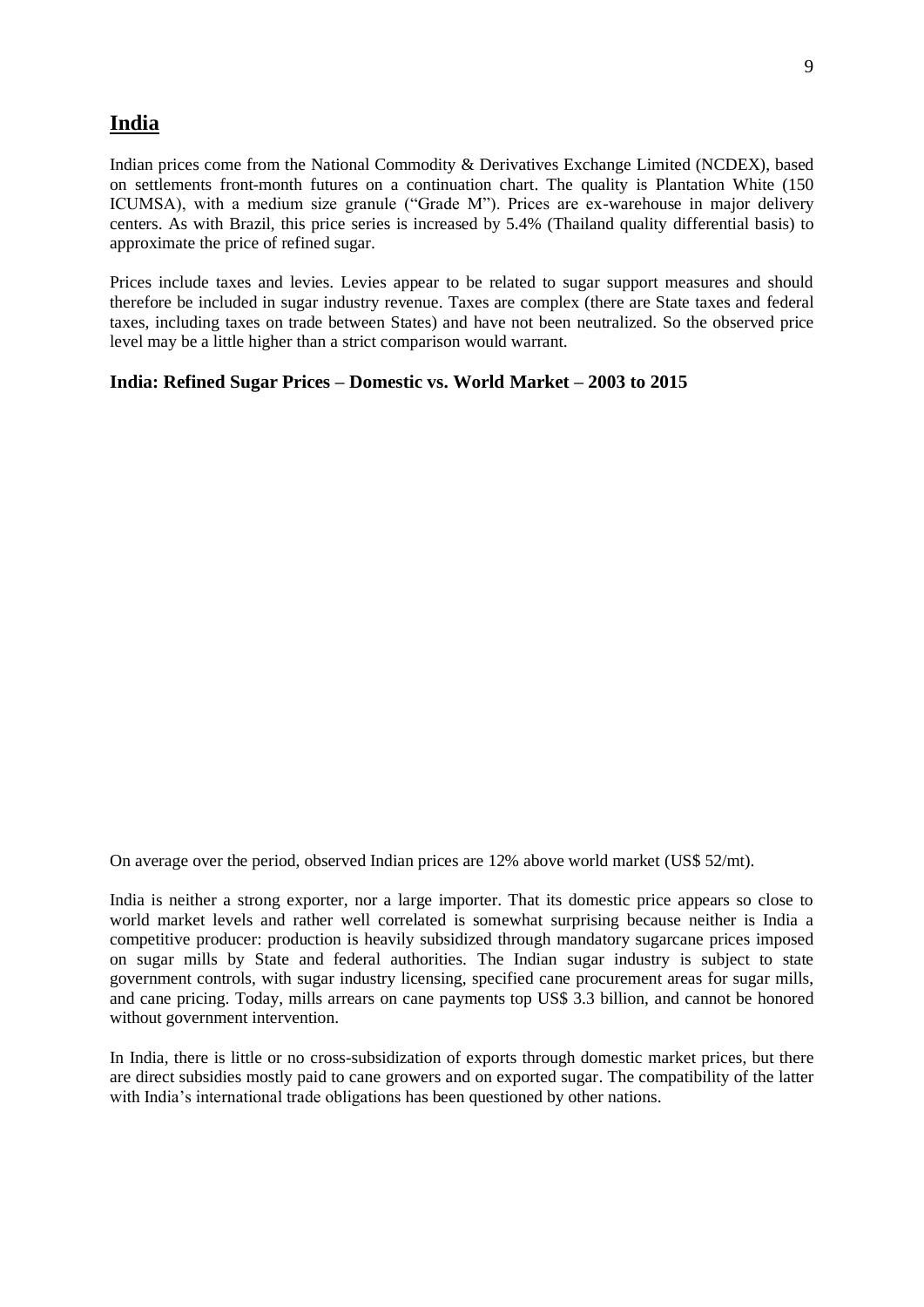## India

Indian prices come from the National Commodity & Derivatives Exchange Limited (NCDEX), based on settlements front-month futures on a continuation chart. The quality is Plantation White (150 ICUMSA), with a medium size granule ("Grade M"). Prices are ex-warehouse in major delivery centers. As with Brazil, this price series is increased by 5.4% (Thailand quality differential basis) to approximate the price of refined sugar.

Prices include taxes and levies. Levies appear to be related to sugar support measures and should therefore be included in sugar industry revenue. Taxes are complex (there are State taxes and federal taxes, including taxes on trade between States) and have not been neutralized. So the observed price level may be a little higher than a strict comparison would warrant.

### India: Refined Sugar Prices – Domestic vs. World Market – 2003 to 2015

On average over the period, observed Indian prices are 12% above world market (US$ 52/mt).

India is neither a strong exporter, nor a large importer. That its domestic price appears so close to world market levels and rather well correlated is somewhat surprising because neither is India a competitive producer: production is heavily subsidized through mandatory sugarcane prices imposed on sugar mills by State and federal authorities. The Indian sugar industry is subject to state government controls, with sugar industry licensing, specified cane procurement areas for sugar mills, and cane pricing. Today, mills arrears on cane payments top US$ 3.3 billion, and cannot be honored without government intervention.

In India, there is little or no cross-subsidization of exports through domestic market prices, but there are direct subsidies mostly paid to cane growers and on exported sugar. The compatibility of the latter with India's international trade obligations has been questioned by other nations.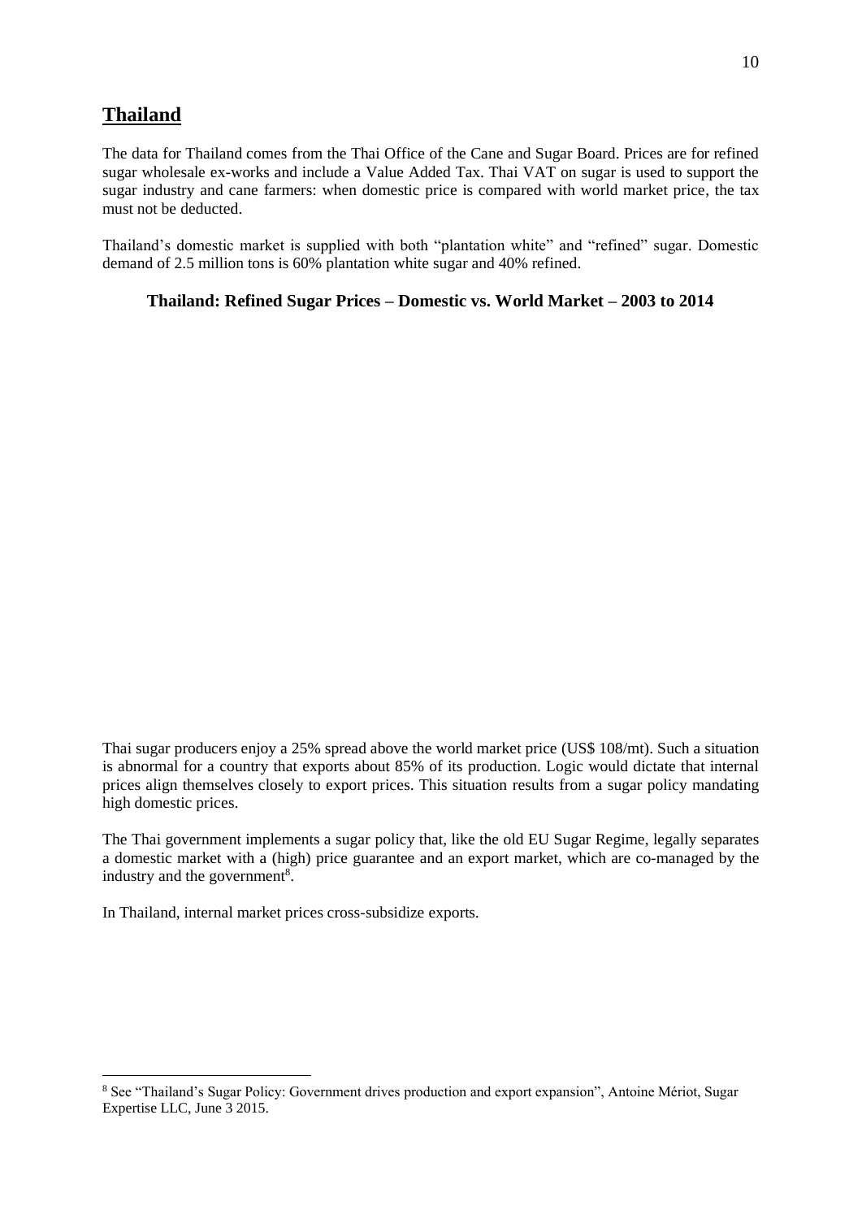## Thailand

The data for Thailand comes from the Thai Office of the Cane and Sugar Board. Prices are for refined sugar wholesale ex-works and include a Value Added Tax. Thai VAT on sugar is used to support the sugar industry and cane farmers: when domestic price is compared with world market price, the tax must not be deducted.

Thailand's domestic market is supplied with both "plantation white" and "refined" sugar. Domestic demand of 2.5 million tons is 60% plantation white sugar and 40% refined.

**Thailand: Refined Sugar Prices – Domestic vs. World Market – 2003 to 2014**

Thai sugar producers enjoy a 25% spread above the world market price (US$ 108/mt). Such a situation is abnormal for a country that exports about 85% of its production. Logic would dictate that internal prices align themselves closely to export prices. This situation results from a sugar policy mandating high domestic prices.

The Thai government implements a sugar policy that, like the old EU Sugar Regime, legally separates a domestic market with a (high) price guarantee and an export market, which are co-managed by the industry and the government[8].

In Thailand, internal market prices cross-subsidize exports.

[8] See "Thailand's Sugar Policy: Government drives production and export expansion", Antoine Mériot, Sugar Expertise LLC, June 3 2015.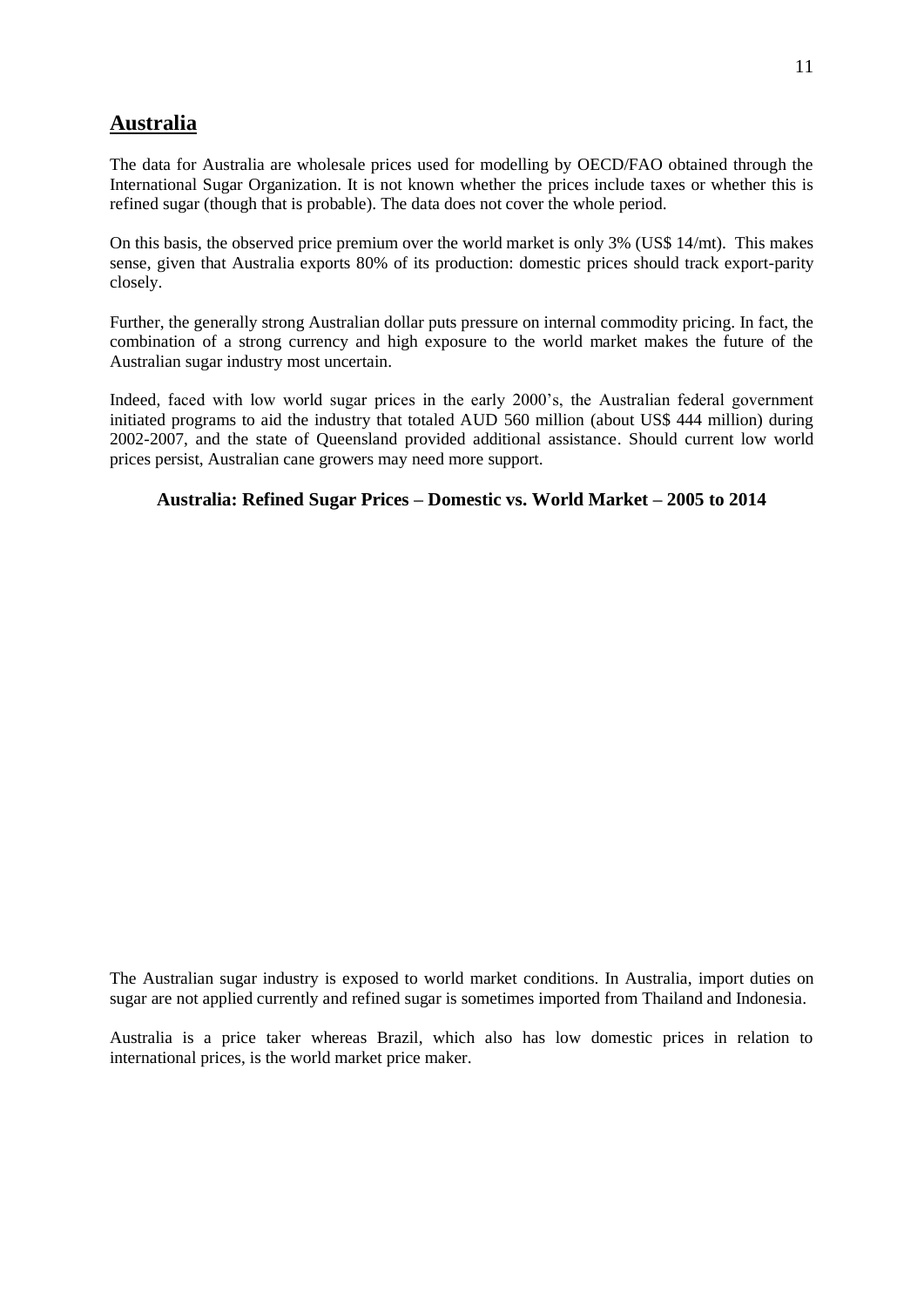## Australia

The data for Australia are wholesale prices used for modelling by OECD/FAO obtained through the International Sugar Organization. It is not known whether the prices include taxes or whether this is refined sugar (though that is probable). The data does not cover the whole period.

On this basis, the observed price premium over the world market is only 3% (US$ 14/mt). This makes sense, given that Australia exports 80% of its production: domestic prices should track export-parity closely.

Further, the generally strong Australian dollar puts pressure on internal commodity pricing. In fact, the combination of a strong currency and high exposure to the world market makes the future of the Australian sugar industry most uncertain.

Indeed, faced with low world sugar prices in the early 2000's, the Australian federal government initiated programs to aid the industry that totaled AUD 560 million (about US$ 444 million) during 2002-2007, and the state of Queensland provided additional assistance. Should current low world prices persist, Australian cane growers may need more support.

**Australia: Refined Sugar Prices – Domestic vs. World Market – 2005 to 2014**

The Australian sugar industry is exposed to world market conditions. In Australia, import duties on sugar are not applied currently and refined sugar is sometimes imported from Thailand and Indonesia.

Australia is a price taker whereas Brazil, which also has low domestic prices in relation to international prices, is the world market price maker.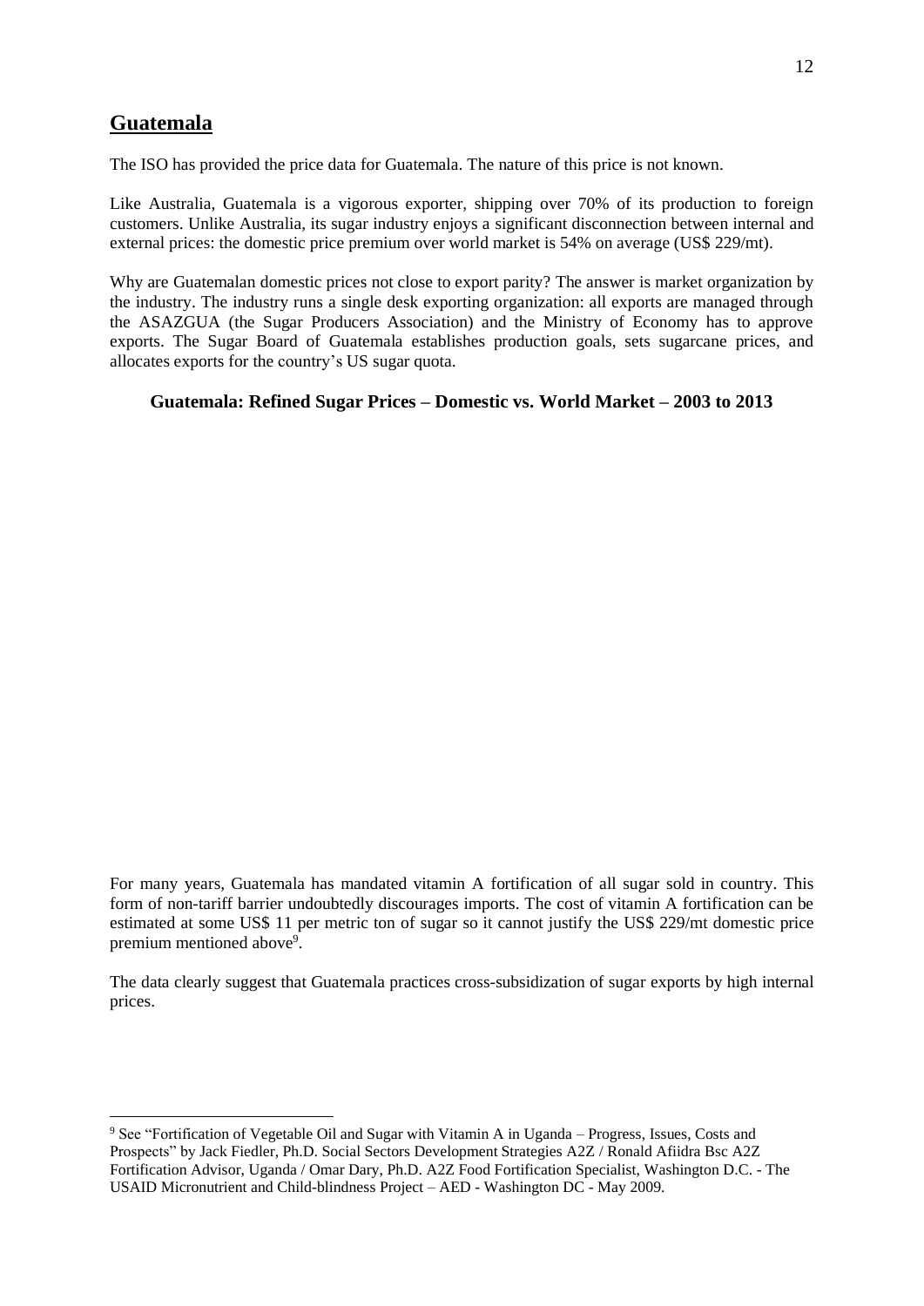## Guatemala

The ISO has provided the price data for Guatemala. The nature of this price is not known.

Like Australia, Guatemala is a vigorous exporter, shipping over 70% of its production to foreign customers. Unlike Australia, its sugar industry enjoys a significant disconnection between internal and external prices: the domestic price premium over world market is 54% on average (US$ 229/mt).

Why are Guatemalan domestic prices not close to export parity? The answer is market organization by the industry. The industry runs a single desk exporting organization: all exports are managed through the ASAZGUA (the Sugar Producers Association) and the Ministry of Economy has to approve exports. The Sugar Board of Guatemala establishes production goals, sets sugarcane prices, and allocates exports for the country's US sugar quota.

**Guatemala: Refined Sugar Prices – Domestic vs. World Market – 2003 to 2013**

For many years, Guatemala has mandated vitamin A fortification of all sugar sold in country. This form of non-tariff barrier undoubtedly discourages imports. The cost of vitamin A fortification can be estimated at some US$ 11 per metric ton of sugar so it cannot justify the US$ 229/mt domestic price premium mentioned above[9].

The data clearly suggest that Guatemala practices cross-subsidization of sugar exports by high internal prices.

[9] See "Fortification of Vegetable Oil and Sugar with Vitamin A in Uganda – Progress, Issues, Costs and Prospects" by Jack Fiedler, Ph.D. Social Sectors Development Strategies A2Z / Ronald Afiidra Bsc A2Z Fortification Advisor, Uganda / Omar Dary, Ph.D. A2Z Food Fortification Specialist, Washington D.C. - The USAID Micronutrient and Child-blindness Project – AED - Washington DC - May 2009.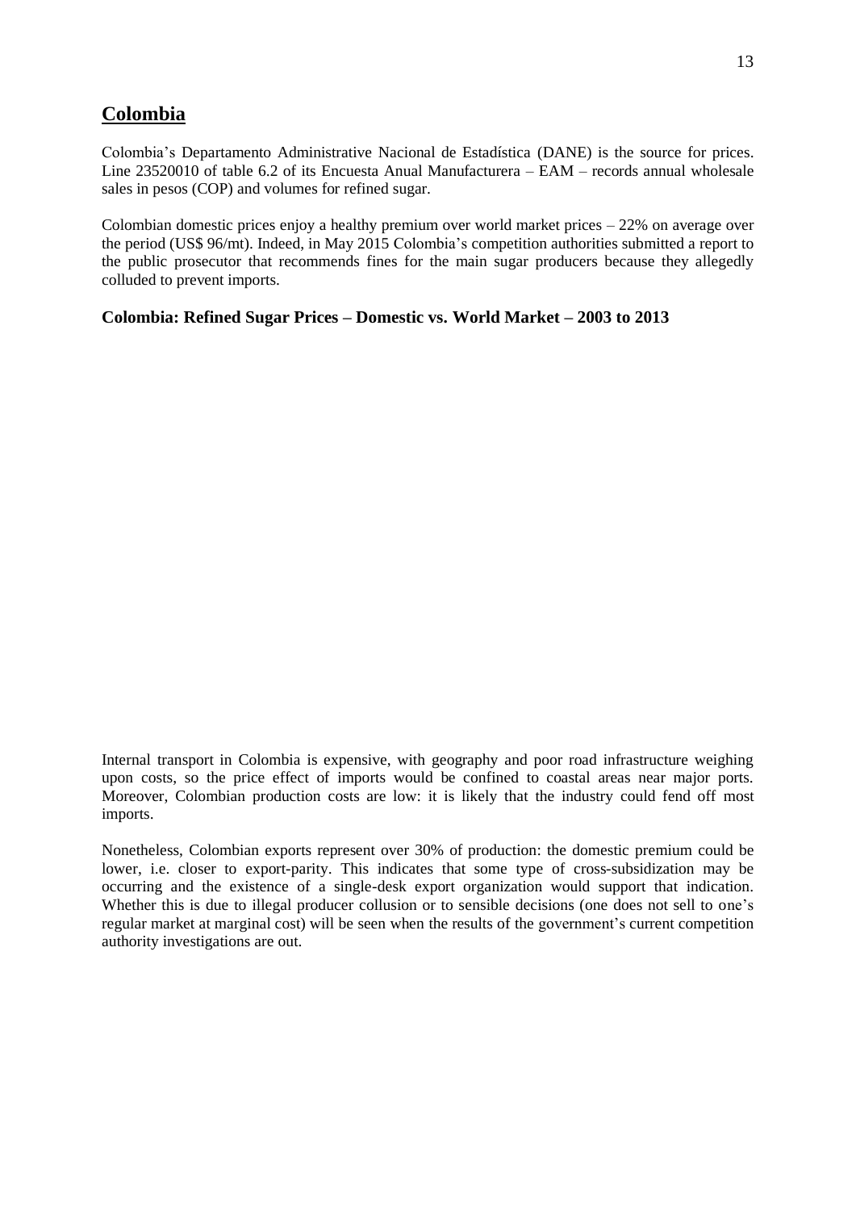## Colombia

Colombia's Departamento Administrative Nacional de Estadística (DANE) is the source for prices. Line 23520010 of table 6.2 of its Encuesta Anual Manufacturera – EAM – records annual wholesale sales in pesos (COP) and volumes for refined sugar.

Colombian domestic prices enjoy a healthy premium over world market prices – 22% on average over the period (US$ 96/mt). Indeed, in May 2015 Colombia's competition authorities submitted a report to the public prosecutor that recommends fines for the main sugar producers because they allegedly colluded to prevent imports.

**Colombia: Refined Sugar Prices – Domestic vs. World Market – 2003 to 2013**

Internal transport in Colombia is expensive, with geography and poor road infrastructure weighing upon costs, so the price effect of imports would be confined to coastal areas near major ports. Moreover, Colombian production costs are low: it is likely that the industry could fend off most imports.

Nonetheless, Colombian exports represent over 30% of production: the domestic premium could be lower, i.e. closer to export-parity. This indicates that some type of cross-subsidization may be occurring and the existence of a single-desk export organization would support that indication. Whether this is due to illegal producer collusion or to sensible decisions (one does not sell to one's regular market at marginal cost) will be seen when the results of the government's current competition authority investigations are out.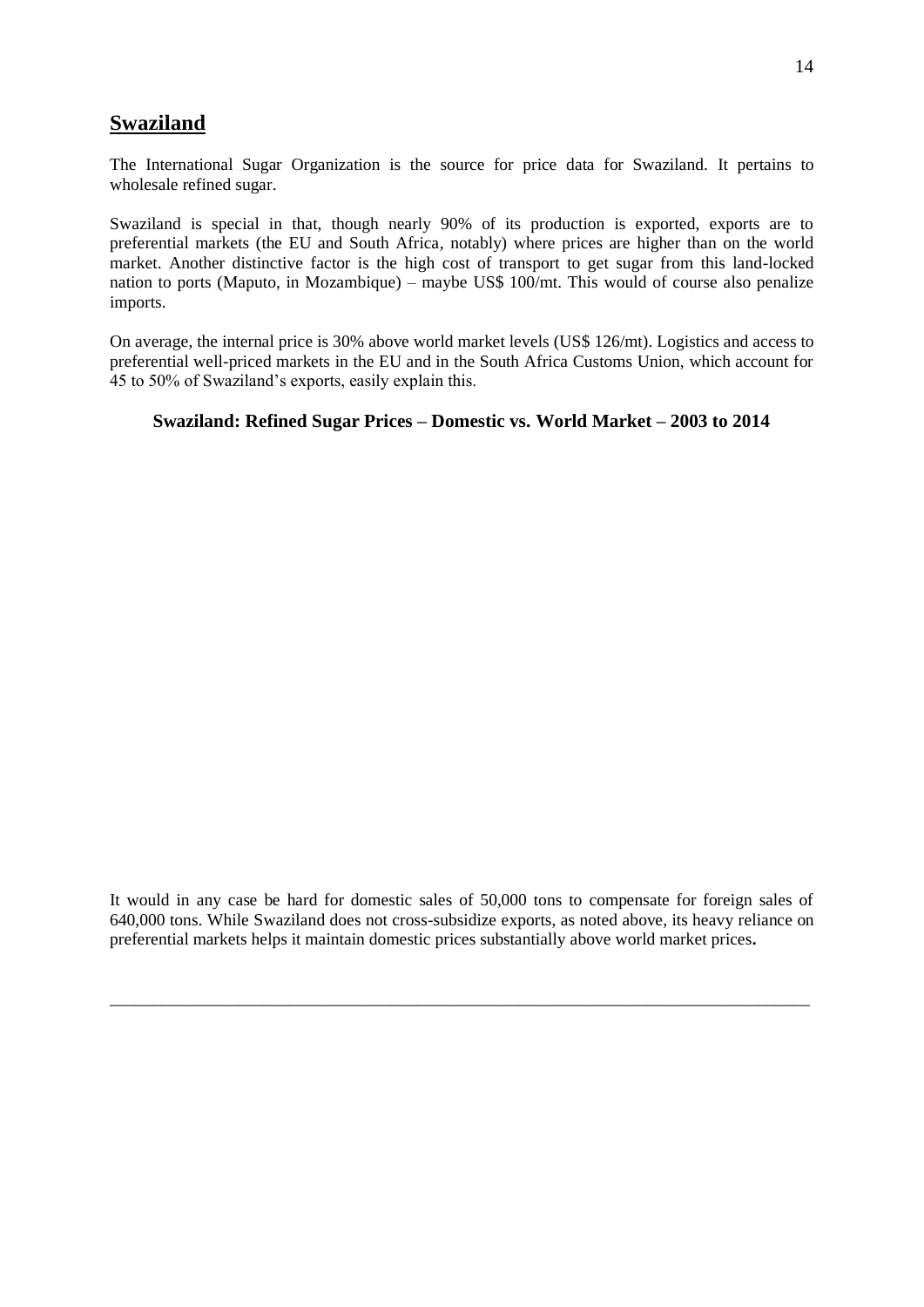## Swaziland

The International Sugar Organization is the source for price data for Swaziland. It pertains to wholesale refined sugar.

Swaziland is special in that, though nearly 90% of its production is exported, exports are to preferential markets (the EU and South Africa, notably) where prices are higher than on the world market. Another distinctive factor is the high cost of transport to get sugar from this land-locked nation to ports (Maputo, in Mozambique) – maybe US$ 100/mt. This would of course also penalize imports.

On average, the internal price is 30% above world market levels (US$ 126/mt). Logistics and access to preferential well-priced markets in the EU and in the South Africa Customs Union, which account for 45 to 50% of Swaziland's exports, easily explain this.

**Swaziland: Refined Sugar Prices – Domestic vs. World Market – 2003 to 2014**

It would in any case be hard for domestic sales of 50,000 tons to compensate for foreign sales of 640,000 tons. While Swaziland does not cross-subsidize exports, as noted above, its heavy reliance on preferential markets helps it maintain domestic prices substantially above world market prices**.**